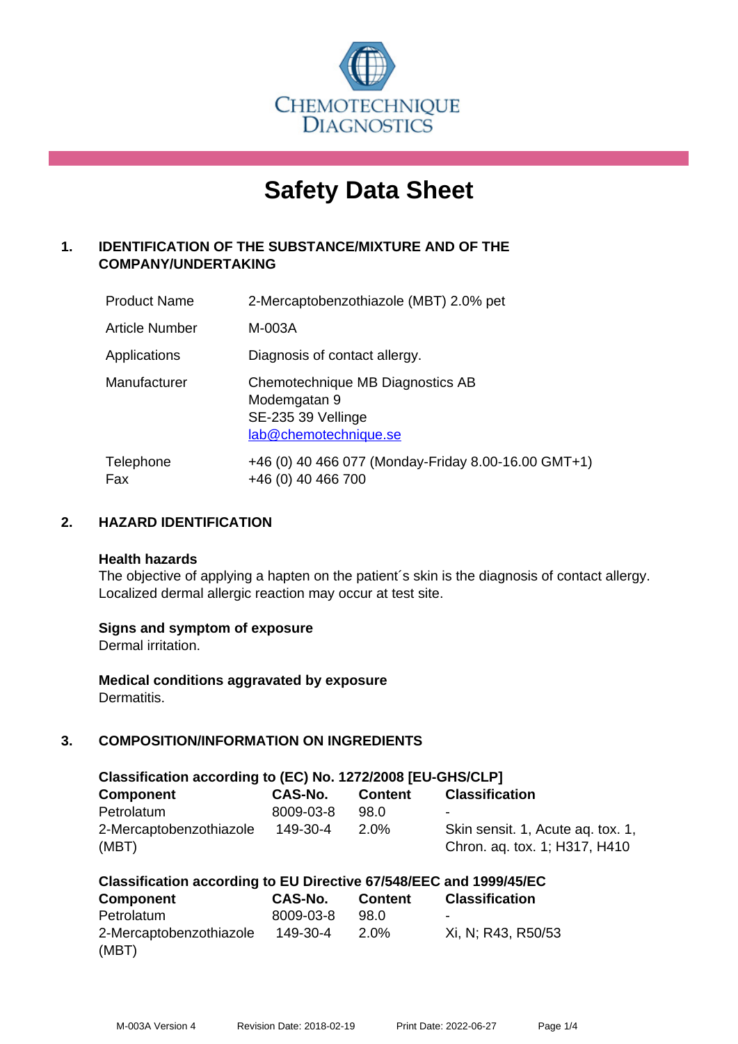CHEMOTECHNIQUE DIAGNOSTICS

# Safety Data Sheet

## 1. IDENTIFICATION OF THE SUBSTANCE/MIXTURE AND OF THE COMPANY/UNDERTAKING

| | |
|---|---|
| Product Name | 2-Mercaptobenzothiazole (MBT) 2.0% pet |
| Article Number | M-003A |
| Applications | Diagnosis of contact allergy. |
| Manufacturer | Chemotechnique MB Diagnostics AB<br>Modemgatan 9<br>SE-235 39 Vellinge<br>lab@chemotechnique.se |
| Telephone<br>Fax | +46 (0) 40 466 077 (Monday-Friday 8.00-16.00 GMT+1)<br>+46 (0) 40 466 700 |

## 2. HAZARD IDENTIFICATION

**Health hazards**

The objective of applying a hapten on the patient´s skin is the diagnosis of contact allergy. Localized dermal allergic reaction may occur at test site.

**Signs and symptom of exposure**

Dermal irritation.

**Medical conditions aggravated by exposure**

Dermatitis.

## 3. COMPOSITION/INFORMATION ON INGREDIENTS

**Classification according to (EC) No. 1272/2008 [EU-GHS/CLP]**

| Component | CAS-No. | Content | Classification |
|---|---|---|---|
| Petrolatum | 8009-03-8 | 98.0 | - |
| 2-Mercaptobenzothiazole (MBT) | 149-30-4 | 2.0% | Skin sensit. 1, Acute aq. tox. 1, Chron. aq. tox. 1; H317, H410 |

**Classification according to EU Directive 67/548/EEC and 1999/45/EC**

| Component | CAS-No. | Content | Classification |
|---|---|---|---|
| Petrolatum | 8009-03-8 | 98.0 | - |
| 2-Mercaptobenzothiazole (MBT) | 149-30-4 | 2.0% | Xi, N; R43, R50/53 |

M-003A Version 4 Revision Date: 2018-02-19 Print Date: 2022-06-27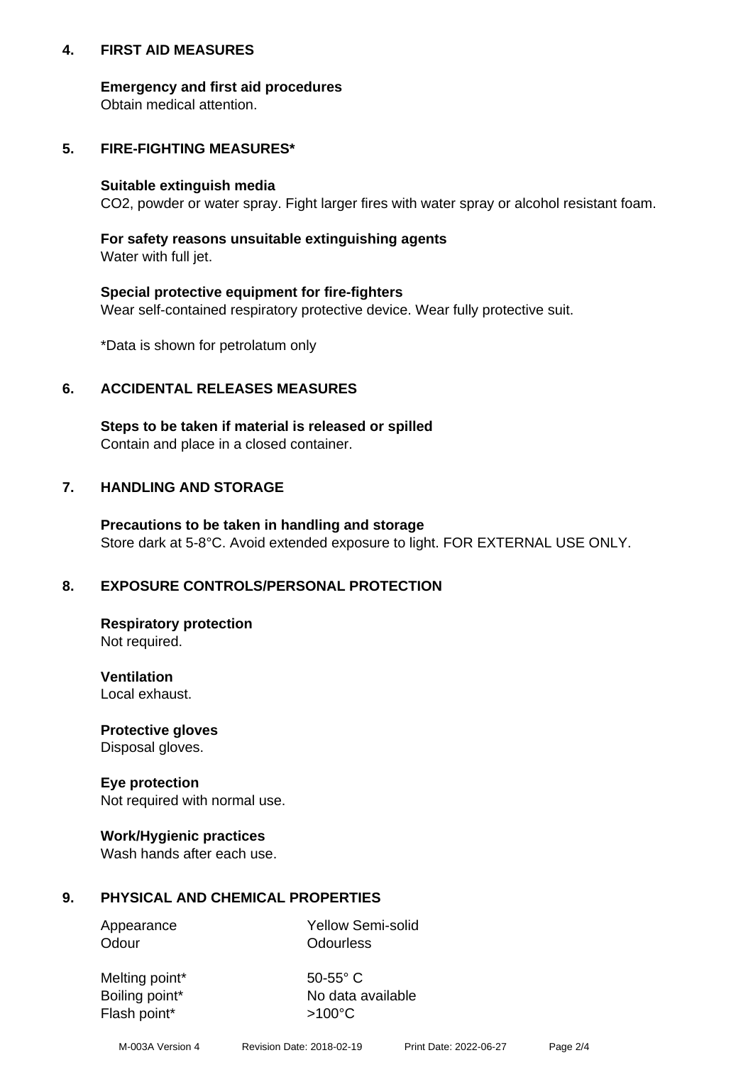## 4. FIRST AID MEASURES

**Emergency and first aid procedures**
Obtain medical attention.

## 5. FIRE-FIGHTING MEASURES*

**Suitable extinguish media**
$CO_2$, powder or water spray. Fight larger fires with water spray or alcohol resistant foam.

**For safety reasons unsuitable extinguishing agents**
Water with full jet.

**Special protective equipment for fire-fighters**
Wear self-contained respiratory protective device. Wear fully protective suit.

*Data is shown for petrolatum only

## 6. ACCIDENTAL RELEASES MEASURES

**Steps to be taken if material is released or spilled**
Contain and place in a closed container.

## 7. HANDLING AND STORAGE

**Precautions to be taken in handling and storage**
Store dark at 5-8°C. Avoid extended exposure to light. FOR EXTERNAL USE ONLY.

## 8. EXPOSURE CONTROLS/PERSONAL PROTECTION

**Respiratory protection**
Not required.

**Ventilation**
Local exhaust.

**Protective gloves**
Disposal gloves.

**Eye protection**
Not required with normal use.

**Work/Hygienic practices**
Wash hands after each use.

## 9. PHYSICAL AND CHEMICAL PROPERTIES

| | |
|---|---|
| Appearance | Yellow Semi-solid |
| Odour | Odourless |
| Melting point* | 50-55° C |
| Boiling point* | No data available |
| Flash point* | >100°C |

M-003A Version 4 Revision Date: 2018-02-19 Print Date: 2022-06-27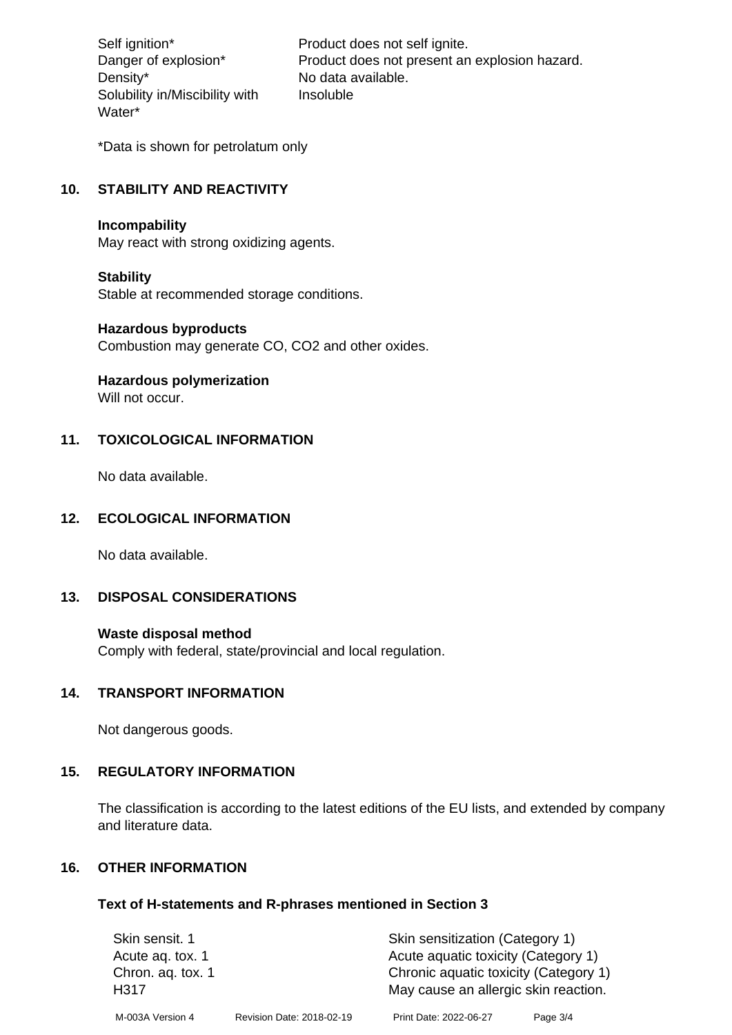| | |
|---|---|
| Self ignition* | Product does not self ignite. |
| Danger of explosion* | Product does not present an explosion hazard. |
| Density* | No data available. |
| Solubility in/Miscibility with Water* | Insoluble |

*Data is shown for petrolatum only

## 10. STABILITY AND REACTIVITY

**Incompability**
May react with strong oxidizing agents.

**Stability**
Stable at recommended storage conditions.

**Hazardous byproducts**
Combustion may generate CO, $CO_2$ and other oxides.

**Hazardous polymerization**
Will not occur.

## 11. TOXICOLOGICAL INFORMATION

No data available.

## 12. ECOLOGICAL INFORMATION

No data available.

## 13. DISPOSAL CONSIDERATIONS

**Waste disposal method**
Comply with federal, state/provincial and local regulation.

## 14. TRANSPORT INFORMATION

Not dangerous goods.

## 15. REGULATORY INFORMATION

The classification is according to the latest editions of the EU lists, and extended by company and literature data.

## 16. OTHER INFORMATION

### Text of H-statements and R-phrases mentioned in Section 3

| | |
|---|---|
| Skin sensit. 1 | Skin sensitization (Category 1) |
| Acute aq. tox. 1 | Acute aquatic toxicity (Category 1) |
| Chron. aq. tox. 1 | Chronic aquatic toxicity (Category 1) |
| H317 | May cause an allergic skin reaction. |

M-003A Version 4 Revision Date: 2018-02-19 Print Date: 2022-06-27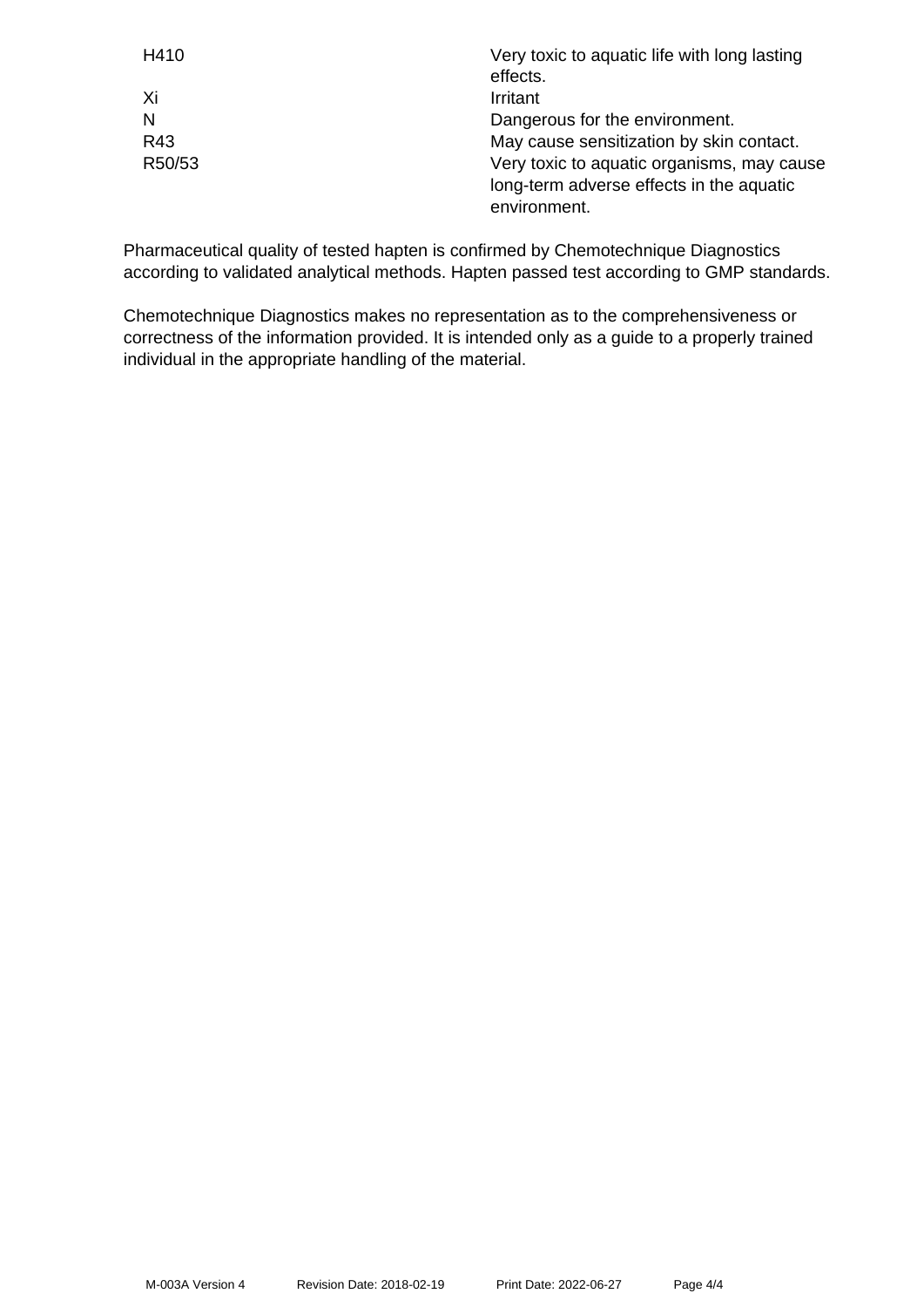| | |
|---|---|
| H410 | Very toxic to aquatic life with long lasting effects. |
| Xi | Irritant |
| N | Dangerous for the environment. |
| R43 | May cause sensitization by skin contact. |
| R50/53 | Very toxic to aquatic organisms, may cause long-term adverse effects in the aquatic environment. |

Pharmaceutical quality of tested hapten is confirmed by Chemotechnique Diagnostics according to validated analytical methods. Hapten passed test according to GMP standards.

Chemotechnique Diagnostics makes no representation as to the comprehensiveness or correctness of the information provided. It is intended only as a guide to a properly trained individual in the appropriate handling of the material.